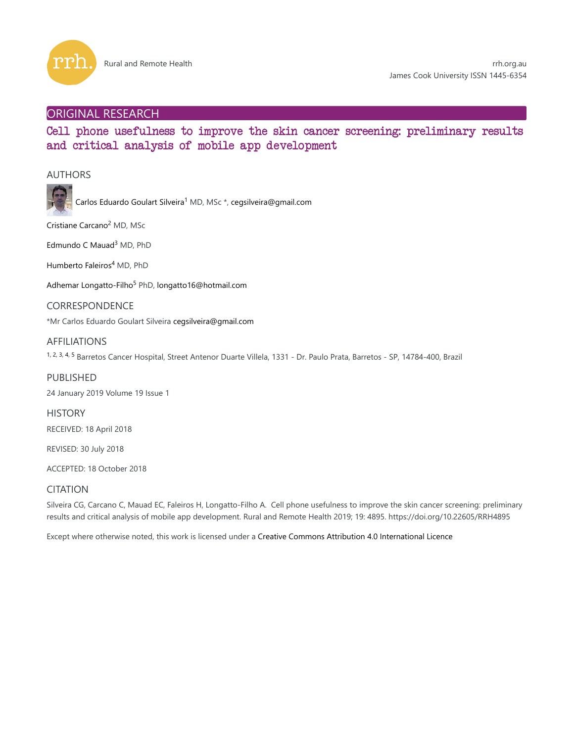Rural and Remote Health

rrh.org.au
James Cook University ISSN 1445-6354

ORIGINAL RESEARCH

# Cell phone usefulness to improve the skin cancer screening: preliminary results and critical analysis of mobile app development

## AUTHORS

Carlos Eduardo Goulart Silveira[1] MD, MSc *, cegsilveira@gmail.com

Cristiane Carcano[2] MD, MSc

Edmundo C Mauad[3] MD, PhD

Humberto Faleiros[4] MD, PhD

Adhemar Longatto-Filho[5] PhD, longatto16@hotmail.com

## CORRESPONDENCE

*Mr Carlos Eduardo Goulart Silveira cegsilveira@gmail.com

## AFFILIATIONS

[1, 2, 3, 4, 5] Barretos Cancer Hospital, Street Antenor Duarte Villela, 1331 - Dr. Paulo Prata, Barretos - SP, 14784-400, Brazil

## PUBLISHED

24 January 2019 Volume 19 Issue 1

## HISTORY

RECEIVED: 18 April 2018

REVISED: 30 July 2018

ACCEPTED: 18 October 2018

## CITATION

Silveira CG, Carcano C, Mauad EC, Faleiros H, Longatto-Filho A. Cell phone usefulness to improve the skin cancer screening: preliminary results and critical analysis of mobile app development. Rural and Remote Health 2019; 19: 4895. https://doi.org/10.22605/RRH4895

Except where otherwise noted, this work is licensed under a Creative Commons Attribution 4.0 International Licence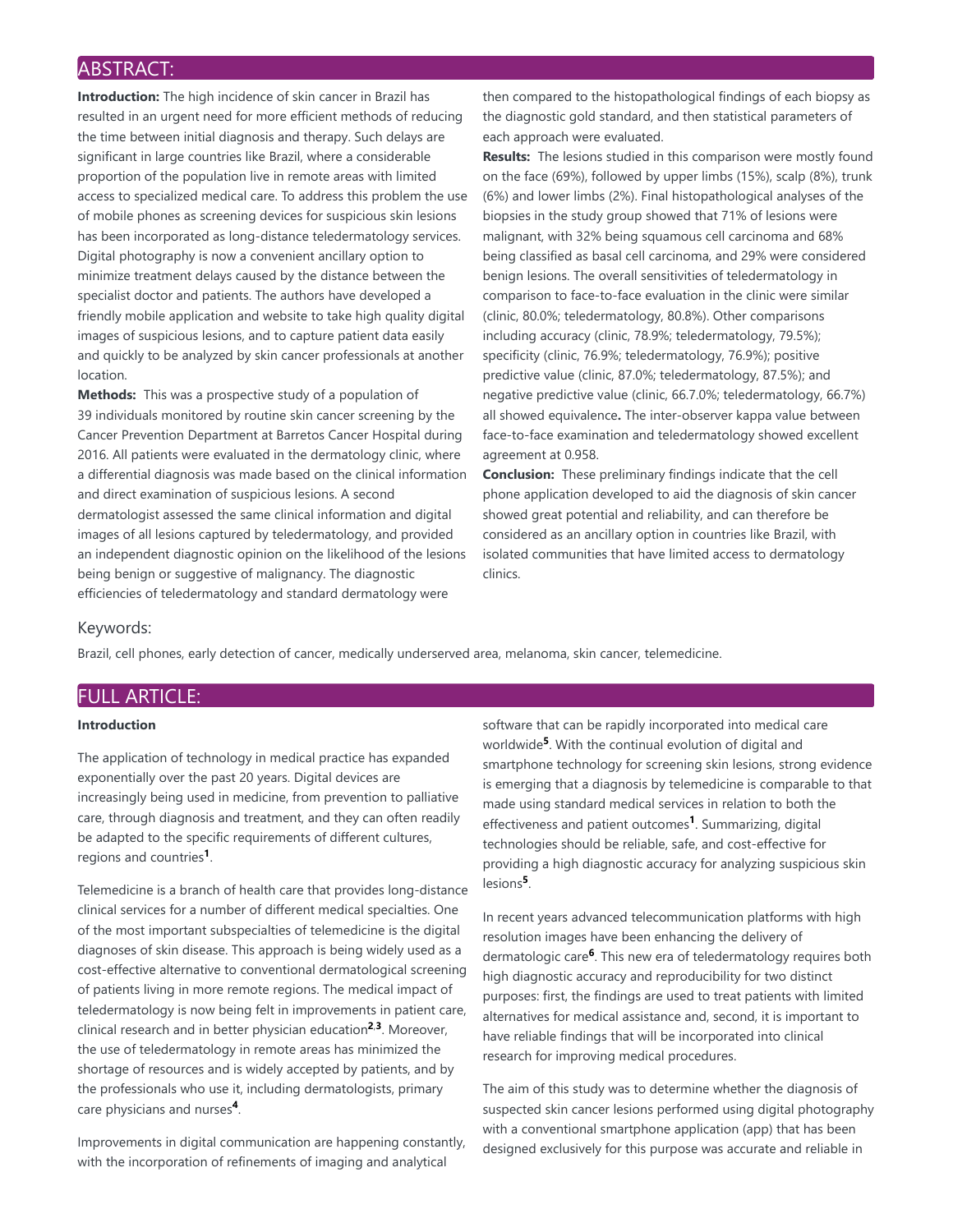## ABSTRACT:

**Introduction:** The high incidence of skin cancer in Brazil has resulted in an urgent need for more efficient methods of reducing the time between initial diagnosis and therapy. Such delays are significant in large countries like Brazil, where a considerable proportion of the population live in remote areas with limited access to specialized medical care. To address this problem the use of mobile phones as screening devices for suspicious skin lesions has been incorporated as long-distance teledermatology services. Digital photography is now a convenient ancillary option to minimize treatment delays caused by the distance between the specialist doctor and patients. The authors have developed a friendly mobile application and website to take high quality digital images of suspicious lesions, and to capture patient data easily and quickly to be analyzed by skin cancer professionals at another location.

**Methods:** This was a prospective study of a population of 39 individuals monitored by routine skin cancer screening by the Cancer Prevention Department at Barretos Cancer Hospital during 2016. All patients were evaluated in the dermatology clinic, where a differential diagnosis was made based on the clinical information and direct examination of suspicious lesions. A second dermatologist assessed the same clinical information and digital images of all lesions captured by teledermatology, and provided an independent diagnostic opinion on the likelihood of the lesions being benign or suggestive of malignancy. The diagnostic efficiencies of teledermatology and standard dermatology were then compared to the histopathological findings of each biopsy as the diagnostic gold standard, and then statistical parameters of each approach were evaluated.

**Results:** The lesions studied in this comparison were mostly found on the face (69%), followed by upper limbs (15%), scalp (8%), trunk (6%) and lower limbs (2%). Final histopathological analyses of the biopsies in the study group showed that 71% of lesions were malignant, with 32% being squamous cell carcinoma and 68% being classified as basal cell carcinoma, and 29% were considered benign lesions. The overall sensitivities of teledermatology in comparison to face-to-face evaluation in the clinic were similar (clinic, 80.0%; teledermatology, 80.8%). Other comparisons including accuracy (clinic, 78.9%; teledermatology, 79.5%); specificity (clinic, 76.9%; teledermatology, 76.9%); positive predictive value (clinic, 87.0%; teledermatology, 87.5%); and negative predictive value (clinic, 66.7.0%; teledermatology, 66.7%) all showed equivalence**.** The inter-observer kappa value between face-to-face examination and teledermatology showed excellent agreement at 0.958.

**Conclusion:** These preliminary findings indicate that the cell phone application developed to aid the diagnosis of skin cancer showed great potential and reliability, and can therefore be considered as an ancillary option in countries like Brazil, with isolated communities that have limited access to dermatology clinics.

### Keywords:

Brazil, cell phones, early detection of cancer, medically underserved area, melanoma, skin cancer, telemedicine.

## FULL ARTICLE:

### Introduction

The application of technology in medical practice has expanded exponentially over the past 20 years. Digital devices are increasingly being used in medicine, from prevention to palliative care, through diagnosis and treatment, and they can often readily be adapted to the specific requirements of different cultures, regions and countries[1].

Telemedicine is a branch of health care that provides long-distance clinical services for a number of different medical specialties. One of the most important subspecialties of telemedicine is the digital diagnoses of skin disease. This approach is being widely used as a cost-effective alternative to conventional dermatological screening of patients living in more remote regions. The medical impact of teledermatology is now being felt in improvements in patient care, clinical research and in better physician education[2,3]. Moreover, the use of teledermatology in remote areas has minimized the shortage of resources and is widely accepted by patients, and by the professionals who use it, including dermatologists, primary care physicians and nurses[4].

Improvements in digital communication are happening constantly, with the incorporation of refinements of imaging and analytical software that can be rapidly incorporated into medical care worldwide[5]. With the continual evolution of digital and smartphone technology for screening skin lesions, strong evidence is emerging that a diagnosis by telemedicine is comparable to that made using standard medical services in relation to both the effectiveness and patient outcomes[1]. Summarizing, digital technologies should be reliable, safe, and cost-effective for providing a high diagnostic accuracy for analyzing suspicious skin lesions[5].

In recent years advanced telecommunication platforms with high resolution images have been enhancing the delivery of dermatologic care[6]. This new era of teledermatology requires both high diagnostic accuracy and reproducibility for two distinct purposes: first, the findings are used to treat patients with limited alternatives for medical assistance and, second, it is important to have reliable findings that will be incorporated into clinical research for improving medical procedures.

The aim of this study was to determine whether the diagnosis of suspected skin cancer lesions performed using digital photography with a conventional smartphone application (app) that has been designed exclusively for this purpose was accurate and reliable in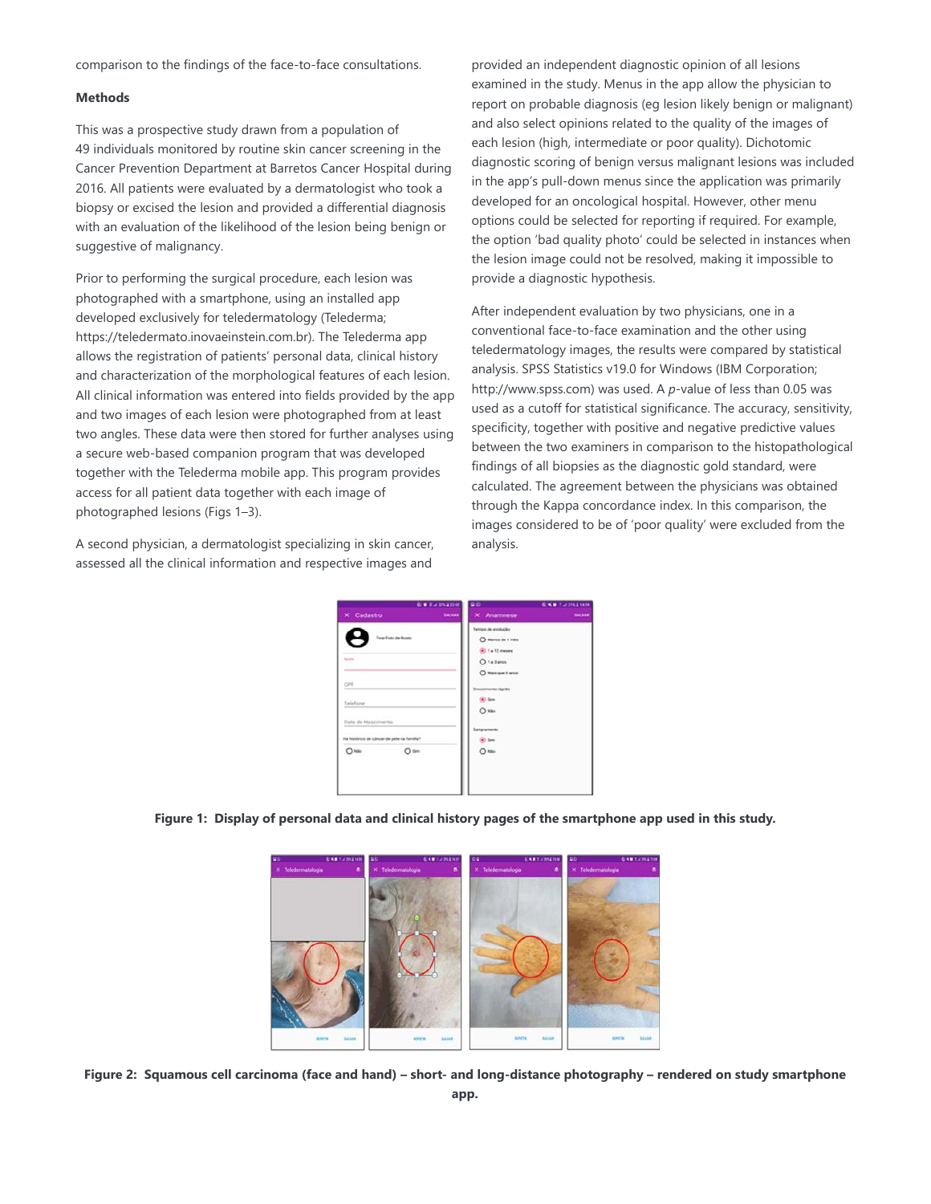comparison to the findings of the face-to-face consultations.

## Methods

This was a prospective study drawn from a population of 49 individuals monitored by routine skin cancer screening in the Cancer Prevention Department at Barretos Cancer Hospital during 2016. All patients were evaluated by a dermatologist who took a biopsy or excised the lesion and provided a differential diagnosis with an evaluation of the likelihood of the lesion being benign or suggestive of malignancy.

Prior to performing the surgical procedure, each lesion was photographed with a smartphone, using an installed app developed exclusively for teledermatology (Telederma; https://teledermato.inovaeinstein.com.br). The Telederma app allows the registration of patients' personal data, clinical history and characterization of the morphological features of each lesion. All clinical information was entered into fields provided by the app and two images of each lesion were photographed from at least two angles. These data were then stored for further analyses using a secure web-based companion program that was developed together with the Telederma mobile app. This program provides access for all patient data together with each image of photographed lesions (Figs 1–3).

A second physician, a dermatologist specializing in skin cancer, assessed all the clinical information and respective images and provided an independent diagnostic opinion of all lesions examined in the study. Menus in the app allow the physician to report on probable diagnosis (eg lesion likely benign or malignant) and also select opinions related to the quality of the images of each lesion (high, intermediate or poor quality). Dichotomic diagnostic scoring of benign versus malignant lesions was included in the app's pull-down menus since the application was primarily developed for an oncological hospital. However, other menu options could be selected for reporting if required. For example, the option 'bad quality photo' could be selected in instances when the lesion image could not be resolved, making it impossible to provide a diagnostic hypothesis.

After independent evaluation by two physicians, one in a conventional face-to-face examination and the other using teledermatology images, the results were compared by statistical analysis. SPSS Statistics v19.0 for Windows (IBM Corporation; http://www.spss.com) was used. A *p*-value of less than 0.05 was used as a cutoff for statistical significance. The accuracy, sensitivity, specificity, together with positive and negative predictive values between the two examiners in comparison to the histopathological findings of all biopsies as the diagnostic gold standard, were calculated. The agreement between the physicians was obtained through the Kappa concordance index. In this comparison, the images considered to be of 'poor quality' were excluded from the analysis.

**Figure 1: Display of personal data and clinical history pages of the smartphone app used in this study.**

**Figure 2: Squamous cell carcinoma (face and hand) – short- and long-distance photography – rendered on study smartphone app.**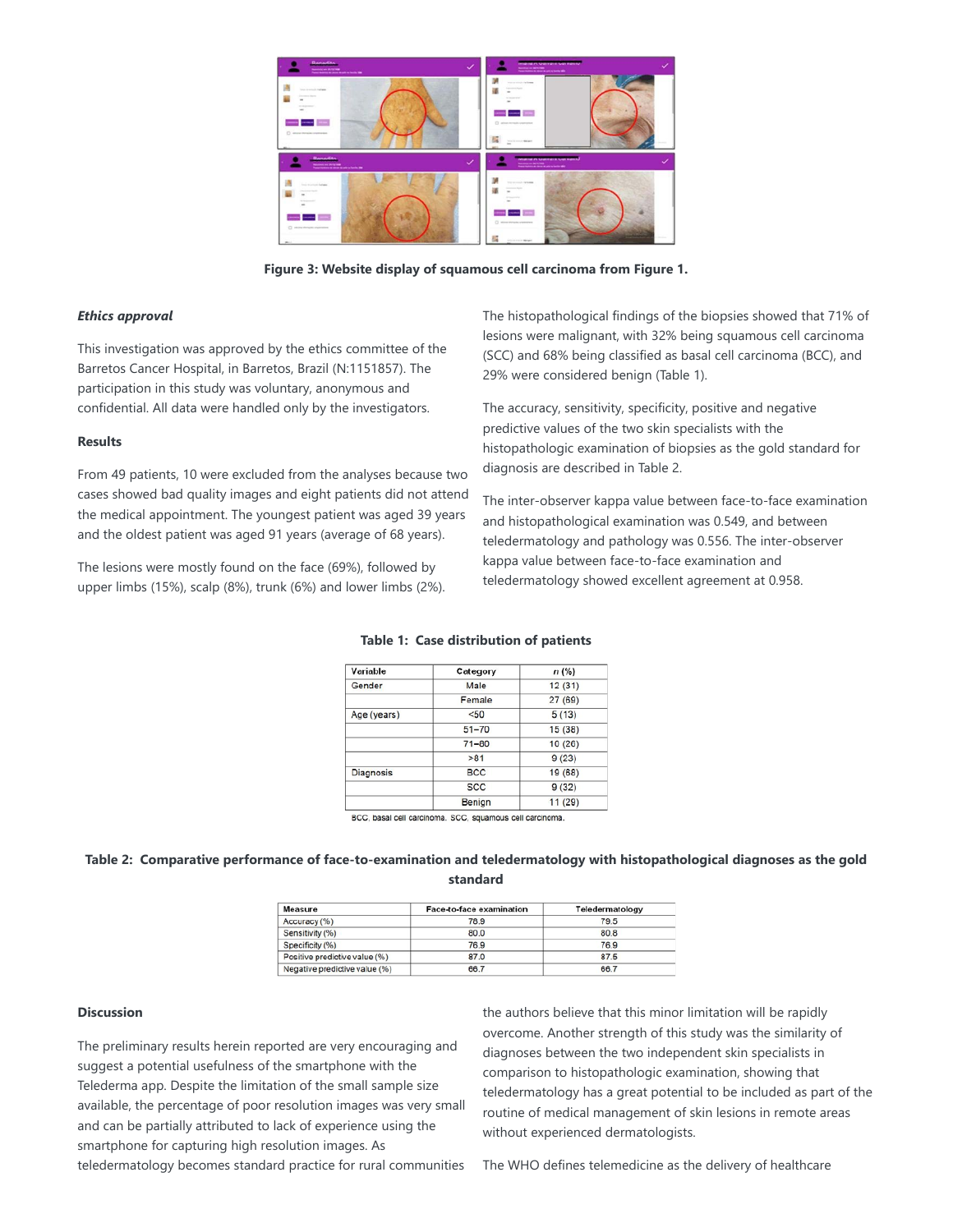Figure 3: Website display of squamous cell carcinoma from Figure 1.

### *Ethics approval*

This investigation was approved by the ethics committee of the Barretos Cancer Hospital, in Barretos, Brazil (N:1151857). The participation in this study was voluntary, anonymous and confidential. All data were handled only by the investigators.

### Results

From 49 patients, 10 were excluded from the analyses because two cases showed bad quality images and eight patients did not attend the medical appointment. The youngest patient was aged 39 years and the oldest patient was aged 91 years (average of 68 years).

The lesions were mostly found on the face (69%), followed by upper limbs (15%), scalp (8%), trunk (6%) and lower limbs (2%).

The histopathological findings of the biopsies showed that 71% of lesions were malignant, with 32% being squamous cell carcinoma (SCC) and 68% being classified as basal cell carcinoma (BCC), and 29% were considered benign (Table 1).

The accuracy, sensitivity, specificity, positive and negative predictive values of the two skin specialists with the histopathologic examination of biopsies as the gold standard for diagnosis are described in Table 2.

The inter-observer kappa value between face-to-face examination and histopathological examination was 0.549, and between teledermatology and pathology was 0.556. The inter-observer kappa value between face-to-face examination and teledermatology showed excellent agreement at 0.958.

**Table 1: Case distribution of patients**

| Variable | Category | *n* (%) |
|---|---|---|
| Gender | Male | 12 (31) |
| | Female | 27 (69) |
| Age (years) | <50 | 5 (13) |
| | 51–70 | 15 (38) |
| | 71–80 | 10 (26) |
| | >81 | 9 (23) |
| Diagnosis | BCC | 19 (68) |
| | SCC | 9 (32) |
| | Benign | 11 (29) |

BCC, basal cell carcinoma. SCC, squamous cell carcinoma.

**Table 2: Comparative performance of face-to-examination and teledermatology with histopathological diagnoses as the gold standard**

| Measure | Face-to-face examination | Teledermatology |
|---|---|---|
| Accuracy (%) | 76.9 | 79.5 |
| Sensitivity (%) | 80.0 | 80.8 |
| Specificity (%) | 76.9 | 76.9 |
| Positive predictive value (%) | 87.0 | 87.5 |
| Negative predictive value (%) | 66.7 | 66.7 |

### Discussion

The preliminary results herein reported are very encouraging and suggest a potential usefulness of the smartphone with the Telederma app. Despite the limitation of the small sample size available, the percentage of poor resolution images was very small and can be partially attributed to lack of experience using the smartphone for capturing high resolution images. As teledermatology becomes standard practice for rural communities the authors believe that this minor limitation will be rapidly overcome. Another strength of this study was the similarity of diagnoses between the two independent skin specialists in comparison to histopathologic examination, showing that teledermatology has a great potential to be included as part of the routine of medical management of skin lesions in remote areas without experienced dermatologists.

The WHO defines telemedicine as the delivery of healthcare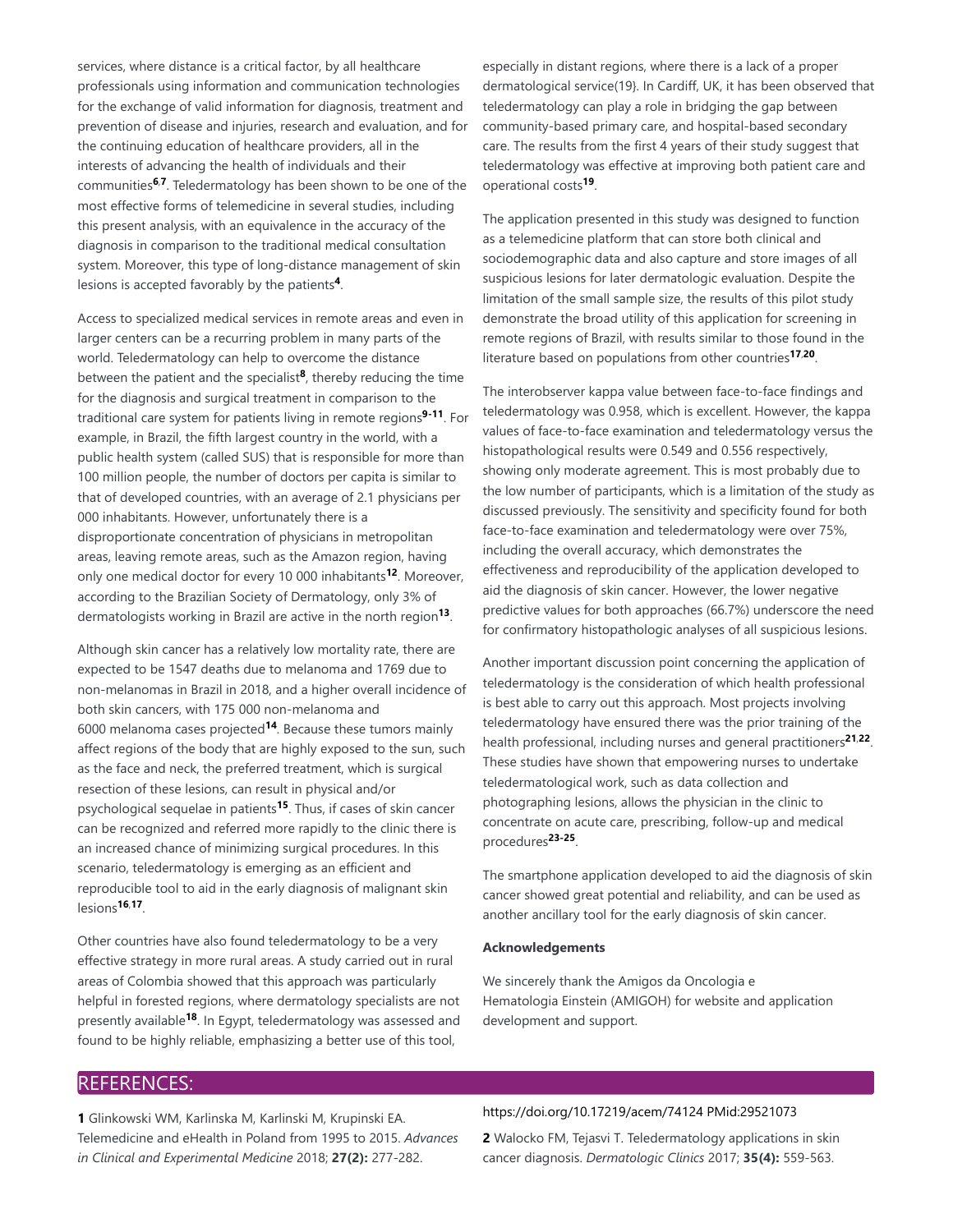services, where distance is a critical factor, by all healthcare professionals using information and communication technologies for the exchange of valid information for diagnosis, treatment and prevention of disease and injuries, research and evaluation, and for the continuing education of healthcare providers, all in the interests of advancing the health of individuals and their communities[6,7]. Teledermatology has been shown to be one of the most effective forms of telemedicine in several studies, including this present analysis, with an equivalence in the accuracy of the diagnosis in comparison to the traditional medical consultation system. Moreover, this type of long-distance management of skin lesions is accepted favorably by the patients[4].

Access to specialized medical services in remote areas and even in larger centers can be a recurring problem in many parts of the world. Teledermatology can help to overcome the distance between the patient and the specialist[8], thereby reducing the time for the diagnosis and surgical treatment in comparison to the traditional care system for patients living in remote regions[9-11]. For example, in Brazil, the fifth largest country in the world, with a public health system (called SUS) that is responsible for more than 100 million people, the number of doctors per capita is similar to that of developed countries, with an average of 2.1 physicians per 000 inhabitants. However, unfortunately there is a disproportionate concentration of physicians in metropolitan areas, leaving remote areas, such as the Amazon region, having only one medical doctor for every 10 000 inhabitants[12]. Moreover, according to the Brazilian Society of Dermatology, only 3% of dermatologists working in Brazil are active in the north region[13].

Although skin cancer has a relatively low mortality rate, there are expected to be 1547 deaths due to melanoma and 1769 due to non-melanomas in Brazil in 2018, and a higher overall incidence of both skin cancers, with 175 000 non-melanoma and 6000 melanoma cases projected[14]. Because these tumors mainly affect regions of the body that are highly exposed to the sun, such as the face and neck, the preferred treatment, which is surgical resection of these lesions, can result in physical and/or psychological sequelae in patients[15]. Thus, if cases of skin cancer can be recognized and referred more rapidly to the clinic there is an increased chance of minimizing surgical procedures. In this scenario, teledermatology is emerging as an efficient and reproducible tool to aid in the early diagnosis of malignant skin lesions[16,17].

Other countries have also found teledermatology to be a very effective strategy in more rural areas. A study carried out in rural areas of Colombia showed that this approach was particularly helpful in forested regions, where dermatology specialists are not presently available[18]. In Egypt, teledermatology was assessed and found to be highly reliable, emphasizing a better use of this tool, especially in distant regions, where there is a lack of a proper dermatological service(19}. In Cardiff, UK, it has been observed that teledermatology can play a role in bridging the gap between community-based primary care, and hospital-based secondary care. The results from the first 4 years of their study suggest that teledermatology was effective at improving both patient care and operational costs[19].

The application presented in this study was designed to function as a telemedicine platform that can store both clinical and sociodemographic data and also capture and store images of all suspicious lesions for later dermatologic evaluation. Despite the limitation of the small sample size, the results of this pilot study demonstrate the broad utility of this application for screening in remote regions of Brazil, with results similar to those found in the literature based on populations from other countries[17,20].

The interobserver kappa value between face-to-face findings and teledermatology was 0.958, which is excellent. However, the kappa values of face-to-face examination and teledermatology versus the histopathological results were 0.549 and 0.556 respectively, showing only moderate agreement. This is most probably due to the low number of participants, which is a limitation of the study as discussed previously. The sensitivity and specificity found for both face-to-face examination and teledermatology were over 75%, including the overall accuracy, which demonstrates the effectiveness and reproducibility of the application developed to aid the diagnosis of skin cancer. However, the lower negative predictive values for both approaches (66.7%) underscore the need for confirmatory histopathologic analyses of all suspicious lesions.

Another important discussion point concerning the application of teledermatology is the consideration of which health professional is best able to carry out this approach. Most projects involving teledermatology have ensured there was the prior training of the health professional, including nurses and general practitioners[21,22]. These studies have shown that empowering nurses to undertake teledermatological work, such as data collection and photographing lesions, allows the physician in the clinic to concentrate on acute care, prescribing, follow-up and medical procedures[23-25].

The smartphone application developed to aid the diagnosis of skin cancer showed great potential and reliability, and can be used as another ancillary tool for the early diagnosis of skin cancer.

**Acknowledgements**

We sincerely thank the Amigos da Oncologia e Hematologia Einstein (AMIGOH) for website and application development and support.

## REFERENCES:

**1** Glinkowski WM, Karlinska M, Karlinski M, Krupinski EA. Telemedicine and eHealth in Poland from 1995 to 2015. *Advances in Clinical and Experimental Medicine* 2018; **27(2):** 277-282. https://doi.org/10.17219/acem/74124 PMid:29521073

**2** Walocko FM, Tejasvi T. Teledermatology applications in skin cancer diagnosis. *Dermatologic Clinics* 2017; **35(4):** 559-563.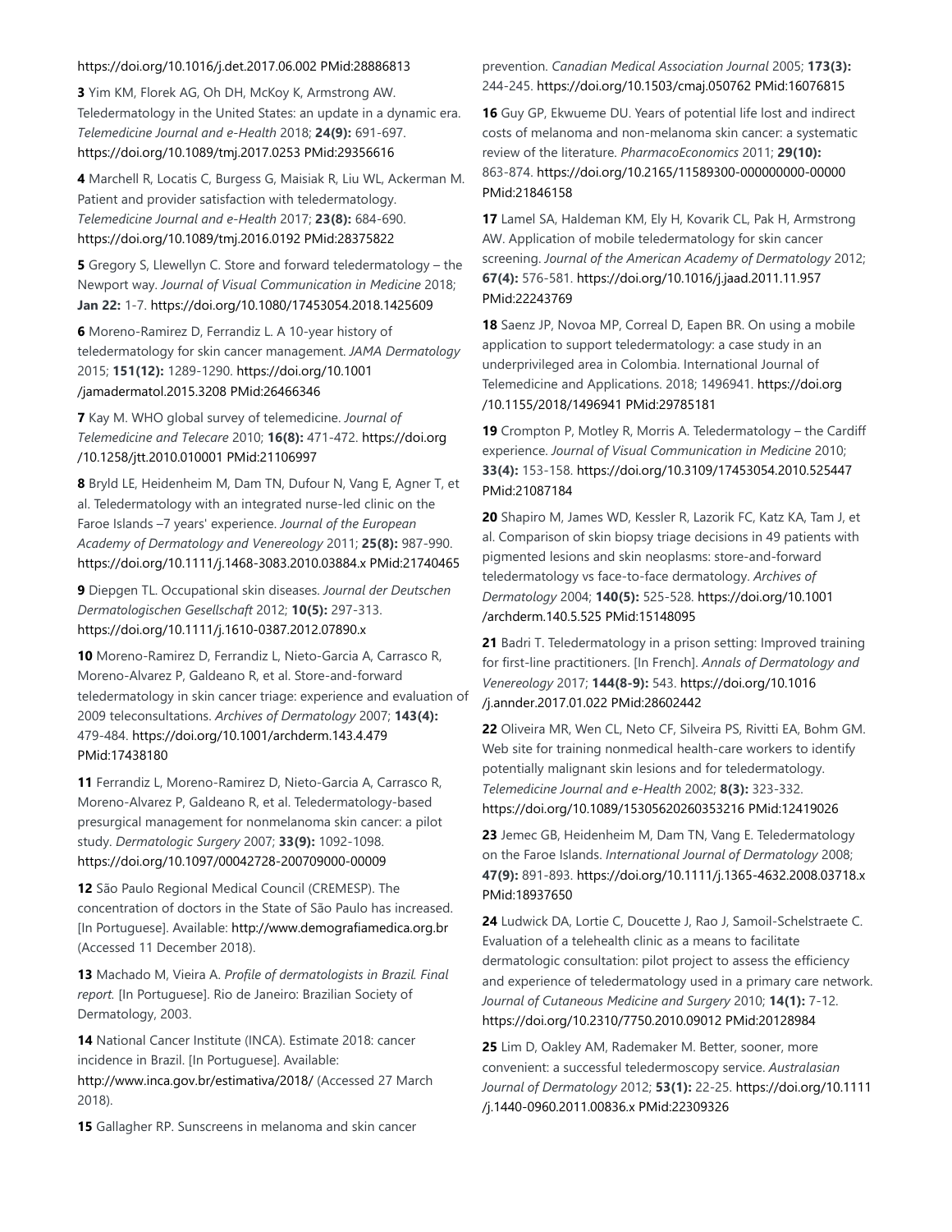https://doi.org/10.1016/j.det.2017.06.002 PMid:28886813

**3** Yim KM, Florek AG, Oh DH, McKoy K, Armstrong AW. Teledermatology in the United States: an update in a dynamic era. *Telemedicine Journal and e-Health* 2018; **24(9):** 691-697. https://doi.org/10.1089/tmj.2017.0253 PMid:29356616

**4** Marchell R, Locatis C, Burgess G, Maisiak R, Liu WL, Ackerman M. Patient and provider satisfaction with teledermatology. *Telemedicine Journal and e-Health* 2017; **23(8):** 684-690. https://doi.org/10.1089/tmj.2016.0192 PMid:28375822

**5** Gregory S, Llewellyn C. Store and forward teledermatology – the Newport way. *Journal of Visual Communication in Medicine* 2018; **Jan 22:** 1-7. https://doi.org/10.1080/17453054.2018.1425609

**6** Moreno-Ramirez D, Ferrandiz L. A 10-year history of teledermatology for skin cancer management. *JAMA Dermatology* 2015; **151(12):** 1289-1290. https://doi.org/10.1001/jamadermatol.2015.3208 PMid:26466346

**7** Kay M. WHO global survey of telemedicine. *Journal of Telemedicine and Telecare* 2010; **16(8):** 471-472. https://doi.org/10.1258/jtt.2010.010001 PMid:21106997

**8** Bryld LE, Heidenheim M, Dam TN, Dufour N, Vang E, Agner T, et al. Teledermatology with an integrated nurse-led clinic on the Faroe Islands –7 years' experience. *Journal of the European Academy of Dermatology and Venereology* 2011; **25(8):** 987-990. https://doi.org/10.1111/j.1468-3083.2010.03884.x PMid:21740465

**9** Diepgen TL. Occupational skin diseases. *Journal der Deutschen Dermatologischen Gesellschaft* 2012; **10(5):** 297-313. https://doi.org/10.1111/j.1610-0387.2012.07890.x

**10** Moreno-Ramirez D, Ferrandiz L, Nieto-Garcia A, Carrasco R, Moreno-Alvarez P, Galdeano R, et al. Store-and-forward teledermatology in skin cancer triage: experience and evaluation of 2009 teleconsultations. *Archives of Dermatology* 2007; **143(4):** 479-484. https://doi.org/10.1001/archderm.143.4.479 PMid:17438180

**11** Ferrandiz L, Moreno-Ramirez D, Nieto-Garcia A, Carrasco R, Moreno-Alvarez P, Galdeano R, et al. Teledermatology-based presurgical management for nonmelanoma skin cancer: a pilot study. *Dermatologic Surgery* 2007; **33(9):** 1092-1098. https://doi.org/10.1097/00042728-200709000-00009

**12** São Paulo Regional Medical Council (CREMESP). The concentration of doctors in the State of São Paulo has increased. [In Portuguese]. Available: http://www.demografiamedica.org.br (Accessed 11 December 2018).

**13** Machado M, Vieira A. *Profile of dermatologists in Brazil. Final report.* [In Portuguese]. Rio de Janeiro: Brazilian Society of Dermatology, 2003.

**14** National Cancer Institute (INCA). Estimate 2018: cancer incidence in Brazil. [In Portuguese]. Available: http://www.inca.gov.br/estimativa/2018/ (Accessed 27 March 2018).

**15** Gallagher RP. Sunscreens in melanoma and skin cancer prevention. *Canadian Medical Association Journal* 2005; **173(3):** 244-245. https://doi.org/10.1503/cmaj.050762 PMid:16076815

**16** Guy GP, Ekwueme DU. Years of potential life lost and indirect costs of melanoma and non-melanoma skin cancer: a systematic review of the literature. *PharmacoEconomics* 2011; **29(10):** 863-874. https://doi.org/10.2165/11589300-000000000-00000 PMid:21846158

**17** Lamel SA, Haldeman KM, Ely H, Kovarik CL, Pak H, Armstrong AW. Application of mobile teledermatology for skin cancer screening. *Journal of the American Academy of Dermatology* 2012; **67(4):** 576-581. https://doi.org/10.1016/j.jaad.2011.11.957 PMid:22243769

**18** Saenz JP, Novoa MP, Correal D, Eapen BR. On using a mobile application to support teledermatology: a case study in an underprivileged area in Colombia. International Journal of Telemedicine and Applications. 2018; 1496941. https://doi.org/10.1155/2018/1496941 PMid:29785181

**19** Crompton P, Motley R, Morris A. Teledermatology – the Cardiff experience. *Journal of Visual Communication in Medicine* 2010; **33(4):** 153-158. https://doi.org/10.3109/17453054.2010.525447 PMid:21087184

**20** Shapiro M, James WD, Kessler R, Lazorik FC, Katz KA, Tam J, et al. Comparison of skin biopsy triage decisions in 49 patients with pigmented lesions and skin neoplasms: store-and-forward teledermatology vs face-to-face dermatology. *Archives of Dermatology* 2004; **140(5):** 525-528. https://doi.org/10.1001/archderm.140.5.525 PMid:15148095

**21** Badri T. Teledermatology in a prison setting: Improved training for first-line practitioners. [In French]. *Annals of Dermatology and Venereology* 2017; **144(8-9):** 543. https://doi.org/10.1016/j.annder.2017.01.022 PMid:28602442

**22** Oliveira MR, Wen CL, Neto CF, Silveira PS, Rivitti EA, Bohm GM. Web site for training nonmedical health-care workers to identify potentially malignant skin lesions and for teledermatology. *Telemedicine Journal and e-Health* 2002; **8(3):** 323-332. https://doi.org/10.1089/15305620260353216 PMid:12419026

**23** Jemec GB, Heidenheim M, Dam TN, Vang E. Teledermatology on the Faroe Islands. *International Journal of Dermatology* 2008; **47(9):** 891-893. https://doi.org/10.1111/j.1365-4632.2008.03718.x PMid:18937650

**24** Ludwick DA, Lortie C, Doucette J, Rao J, Samoil-Schelstraete C. Evaluation of a telehealth clinic as a means to facilitate dermatologic consultation: pilot project to assess the efficiency and experience of teledermatology used in a primary care network. *Journal of Cutaneous Medicine and Surgery* 2010; **14(1):** 7-12. https://doi.org/10.2310/7750.2010.09012 PMid:20128984

**25** Lim D, Oakley AM, Rademaker M. Better, sooner, more convenient: a successful teledermoscopy service. *Australasian Journal of Dermatology* 2012; **53(1):** 22-25. https://doi.org/10.1111/j.1440-0960.2011.00836.x PMid:22309326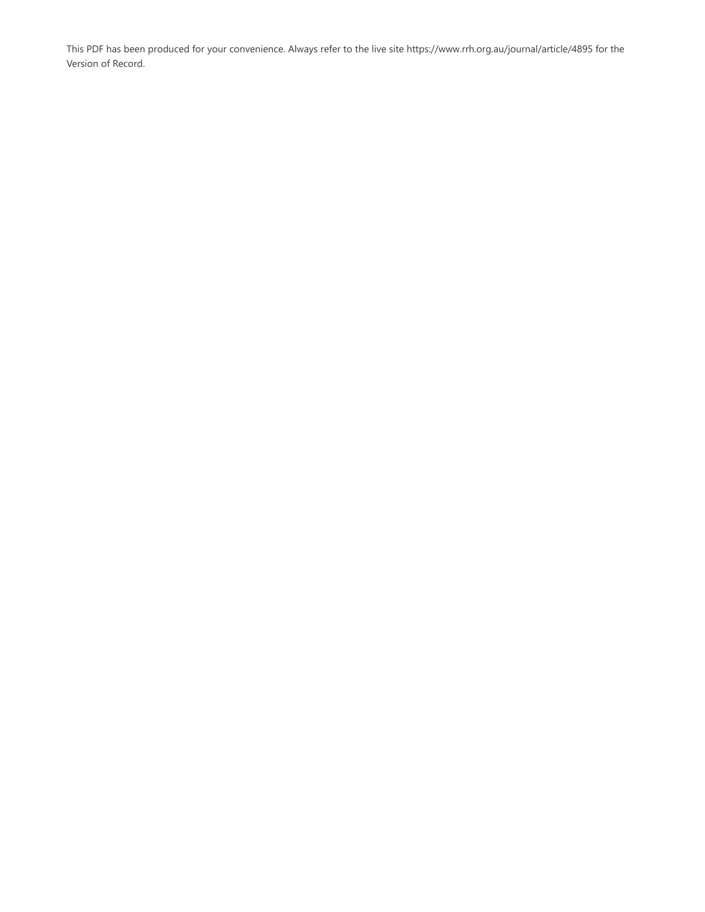This PDF has been produced for your convenience. Always refer to the live site https://www.rrh.org.au/journal/article/4895 for the Version of Record.